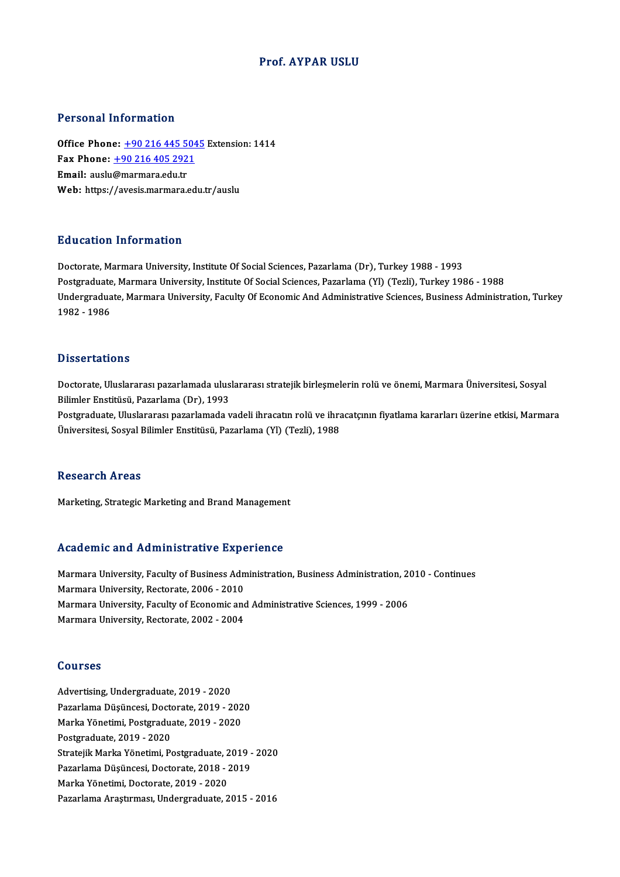# Prof. AYPAR USLU

## Personal Information

**Office Phone:** +90 216 445 5045 Extension: 1414
**Fax Phone:** +90 216 405 2921
**Email:** auslu@marmara.edu.tr
**Web:** https://avesis.marmara.edu.tr/auslu

## Education Information

Doctorate, Marmara University, Institute Of Social Sciences, Pazarlama (Dr), Turkey 1988 - 1993
Postgraduate, Marmara University, Institute Of Social Sciences, Pazarlama (Yl) (Tezli), Turkey 1986 - 1988
Undergraduate, Marmara University, Faculty Of Economic And Administrative Sciences, Business Administration, Turkey 1982 - 1986

## Dissertations

Doctorate, Uluslararası pazarlamada uluslararası stratejik birleşmelerin rolü ve önemi, Marmara Üniversitesi, Sosyal Bilimler Enstitüsü, Pazarlama (Dr), 1993
Postgraduate, Uluslararası pazarlamada vadeli ihracatın rolü ve ihracatçının fiyatlama kararları üzerine etkisi, Marmara Üniversitesi, Sosyal Bilimler Enstitüsü, Pazarlama (Yl) (Tezli), 1988

## Research Areas

Marketing, Strategic Marketing and Brand Management

## Academic and Administrative Experience

Marmara University, Faculty of Business Administration, Business Administration, 2010 - Continues
Marmara University, Rectorate, 2006 - 2010
Marmara University, Faculty of Economic and Administrative Sciences, 1999 - 2006
Marmara University, Rectorate, 2002 - 2004

## Courses

Advertising, Undergraduate, 2019 - 2020
Pazarlama Düşüncesi, Doctorate, 2019 - 2020
Marka Yönetimi, Postgraduate, 2019 - 2020
Postgraduate, 2019 - 2020
Stratejik Marka Yönetimi, Postgraduate, 2019 - 2020
Pazarlama Düşüncesi, Doctorate, 2018 - 2019
Marka Yönetimi, Doctorate, 2019 - 2020
Pazarlama Araştırması, Undergraduate, 2015 - 2016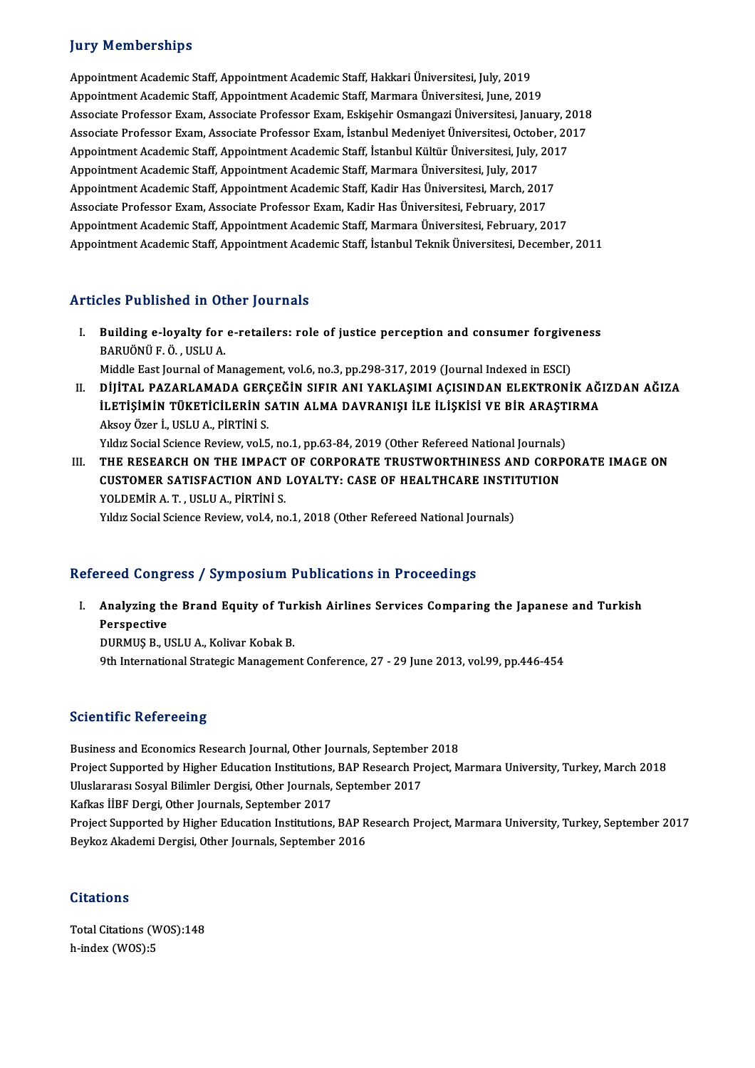## Jury Memberships

Appointment Academic Staff, Appointment Academic Staff, Hakkari Üniversitesi, July, 2019
Appointment Academic Staff, Appointment Academic Staff, Marmara Üniversitesi, June, 2019
Associate Professor Exam, Associate Professor Exam, Eskişehir Osmangazi Üniversitesi, January, 2018
Associate Professor Exam, Associate Professor Exam, İstanbul Medeniyet Üniversitesi, October, 2017
Appointment Academic Staff, Appointment Academic Staff, İstanbul Kültür Üniversitesi, July, 2017
Appointment Academic Staff, Appointment Academic Staff, Marmara Üniversitesi, July, 2017
Appointment Academic Staff, Appointment Academic Staff, Kadir Has Üniversitesi, March, 2017
Associate Professor Exam, Associate Professor Exam, Kadir Has Üniversitesi, February, 2017
Appointment Academic Staff, Appointment Academic Staff, Marmara Üniversitesi, February, 2017
Appointment Academic Staff, Appointment Academic Staff, İstanbul Teknik Üniversitesi, December, 2011

## Articles Published in Other Journals

I. **Building e-loyalty for e-retailers: role of justice perception and consumer forgiveness**
   BARUÖNÜ F. Ö. , USLU A.
   Middle East Journal of Management, vol.6, no.3, pp.298-317, 2019 (Journal Indexed in ESCI)

II. **DİJİTAL PAZARLAMADA GERÇEĞİN SIFIR ANI YAKLAŞIMI AÇISINDAN ELEKTRONİK AĞIZDAN AĞIZA İLETİŞİMİN TÜKETİCİLERİN SATIN ALMA DAVRANIŞI İLE İLİŞKİSİ VE BİR ARAŞTIRMA**
   Aksoy Özer İ., USLU A., PİRTİNİ S.
   Yıldız Social Science Review, vol.5, no.1, pp.63-84, 2019 (Other Refereed National Journals)

III. **THE RESEARCH ON THE IMPACT OF CORPORATE TRUSTWORTHINESS AND CORPORATE IMAGE ON CUSTOMER SATISFACTION AND LOYALTY: CASE OF HEALTHCARE INSTITUTION**
   YOLDEMİR A. T. , USLU A., PİRTİNİ S.
   Yıldız Social Science Review, vol.4, no.1, 2018 (Other Refereed National Journals)

## Refereed Congress / Symposium Publications in Proceedings

I. **Analyzing the Brand Equity of Turkish Airlines Services Comparing the Japanese and Turkish Perspective**
   DURMUŞ B., USLU A., Kolivar Kobak B.
   9th International Strategic Management Conference, 27 - 29 June 2013, vol.99, pp.446-454

## Scientific Refereeing

Business and Economics Research Journal, Other Journals, September 2018
Project Supported by Higher Education Institutions, BAP Research Project, Marmara University, Turkey, March 2018
Uluslararası Sosyal Bilimler Dergisi, Other Journals, September 2017
Kafkas İİBF Dergi, Other Journals, September 2017
Project Supported by Higher Education Institutions, BAP Research Project, Marmara University, Turkey, September 2017
Beykoz Akademi Dergisi, Other Journals, September 2016

## Citations

Total Citations (WOS):148
h-index (WOS):5